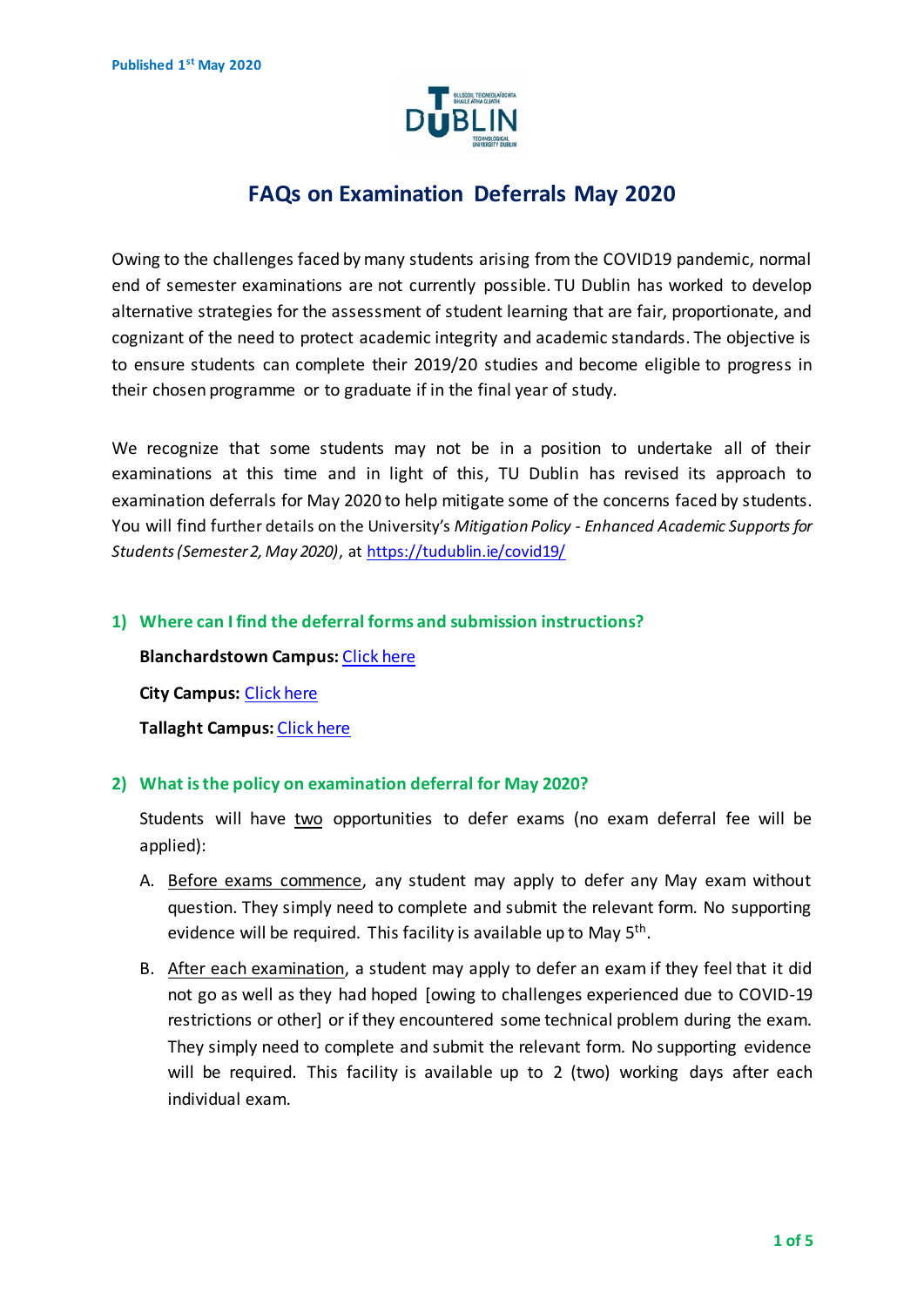Published 1st May 2020

# FAQs on Examination Deferrals May 2020

Owing to the challenges faced by many students arising from the COVID19 pandemic, normal end of semester examinations are not currently possible. TU Dublin has worked to develop alternative strategies for the assessment of student learning that are fair, proportionate, and cognizant of the need to protect academic integrity and academic standards. The objective is to ensure students can complete their 2019/20 studies and become eligible to progress in their chosen programme or to graduate if in the final year of study.

We recognize that some students may not be in a position to undertake all of their examinations at this time and in light of this, TU Dublin has revised its approach to examination deferrals for May 2020 to help mitigate some of the concerns faced by students. You will find further details on the University's *Mitigation Policy - Enhanced Academic Supports for Students (Semester 2, May 2020)*, at https://tudublin.ie/covid19/

## 1) Where can I find the deferral forms and submission instructions?

**Blanchardstown Campus:** Click here

**City Campus:** Click here

**Tallaght Campus:** Click here

## 2) What is the policy on examination deferral for May 2020?

Students will have two opportunities to defer exams (no exam deferral fee will be applied):

A. Before exams commence, any student may apply to defer any May exam without question. They simply need to complete and submit the relevant form. No supporting evidence will be required. This facility is available up to May 5th.

B. After each examination, a student may apply to defer an exam if they feel that it did not go as well as they had hoped [owing to challenges experienced due to COVID-19 restrictions or other] or if they encountered some technical problem during the exam. They simply need to complete and submit the relevant form. No supporting evidence will be required. This facility is available up to 2 (two) working days after each individual exam.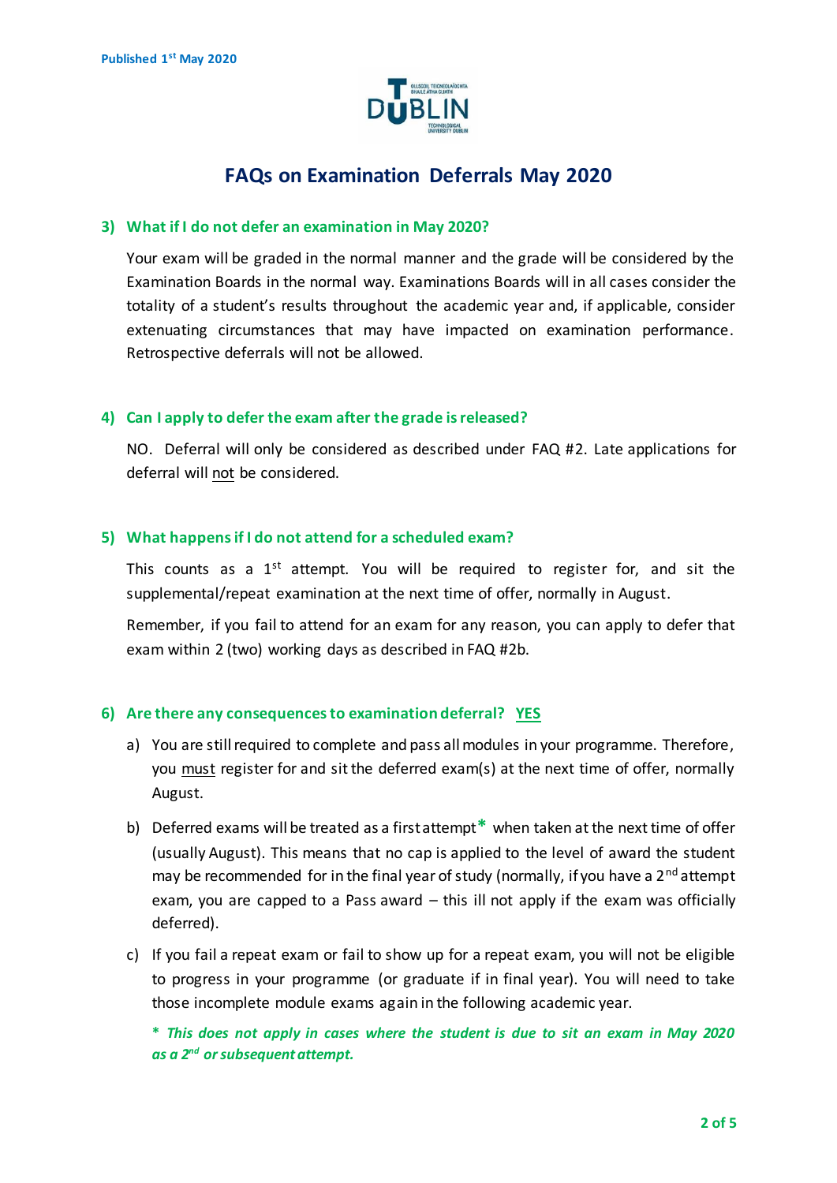Published 1st May 2020

# FAQs on Examination Deferrals May 2020

### 3) What if I do not defer an examination in May 2020?

Your exam will be graded in the normal manner and the grade will be considered by the Examination Boards in the normal way. Examinations Boards will in all cases consider the totality of a student's results throughout the academic year and, if applicable, consider extenuating circumstances that may have impacted on examination performance. Retrospective deferrals will not be allowed.

### 4) Can I apply to defer the exam after the grade is released?

NO. Deferral will only be considered as described under FAQ #2. Late applications for deferral will not be considered.

### 5) What happens if I do not attend for a scheduled exam?

This counts as a 1st attempt. You will be required to register for, and sit the supplemental/repeat examination at the next time of offer, normally in August.

Remember, if you fail to attend for an exam for any reason, you can apply to defer that exam within 2 (two) working days as described in FAQ #2b.

### 6) Are there any consequences to examination deferral? YES

a) You are still required to complete and pass all modules in your programme. Therefore, you must register for and sit the deferred exam(s) at the next time of offer, normally August.

b) Deferred exams will be treated as a first attempt* when taken at the next time of offer (usually August). This means that no cap is applied to the level of award the student may be recommended for in the final year of study (normally, if you have a 2nd attempt exam, you are capped to a Pass award – this ill not apply if the exam was officially deferred).

c) If you fail a repeat exam or fail to show up for a repeat exam, you will not be eligible to progress in your programme (or graduate if in final year). You will need to take those incomplete module exams again in the following academic year.

***\* This does not apply in cases where the student is due to sit an exam in May 2020 as a 2nd or subsequent attempt.***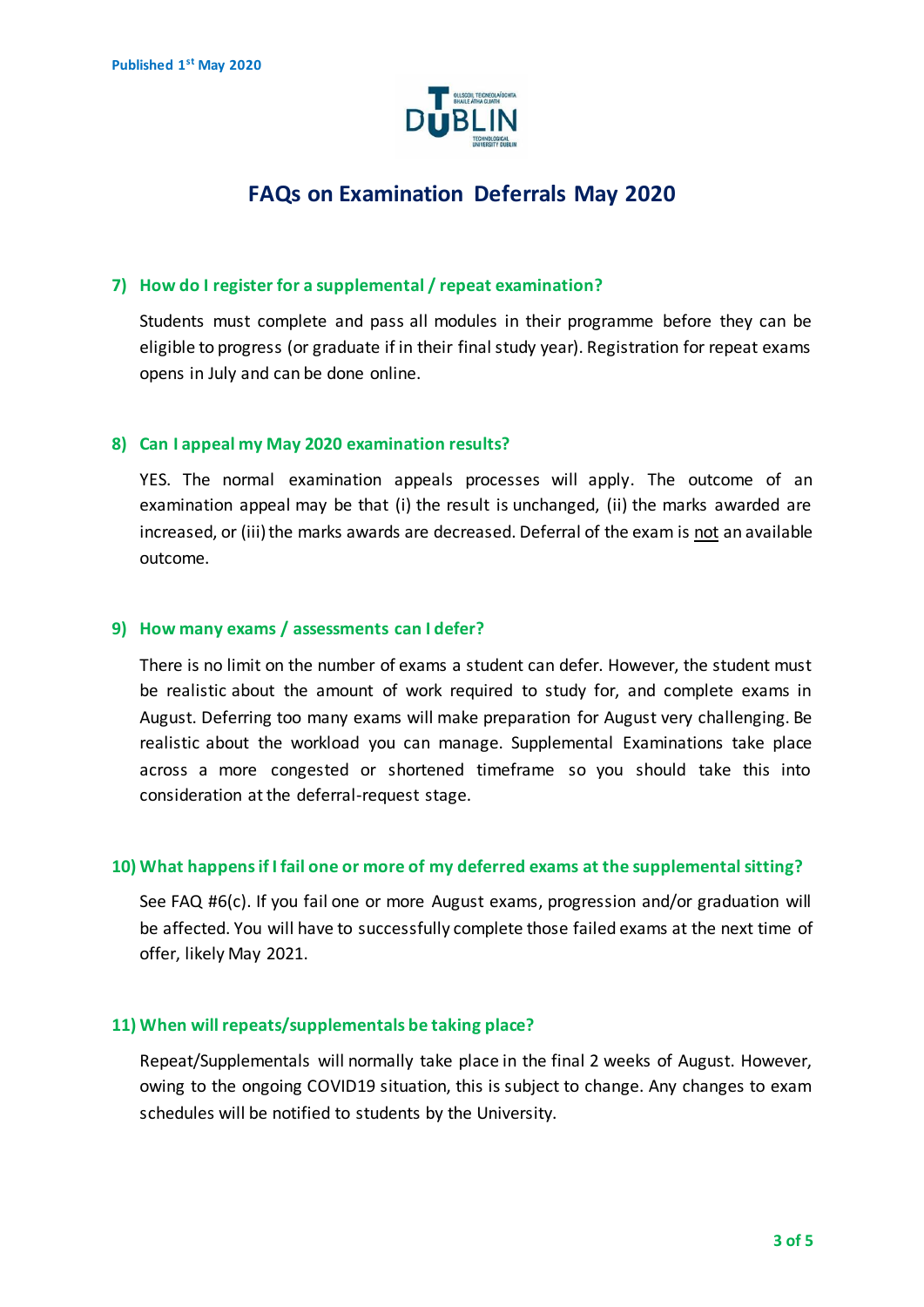Published 1st May 2020

# FAQs on Examination Deferrals May 2020

## 7) How do I register for a supplemental / repeat examination?

Students must complete and pass all modules in their programme before they can be eligible to progress (or graduate if in their final study year). Registration for repeat exams opens in July and can be done online.

## 8) Can I appeal my May 2020 examination results?

YES. The normal examination appeals processes will apply. The outcome of an examination appeal may be that (i) the result is unchanged, (ii) the marks awarded are increased, or (iii) the marks awards are decreased. Deferral of the exam is not an available outcome.

## 9) How many exams / assessments can I defer?

There is no limit on the number of exams a student can defer. However, the student must be realistic about the amount of work required to study for, and complete exams in August. Deferring too many exams will make preparation for August very challenging. Be realistic about the workload you can manage. Supplemental Examinations take place across a more congested or shortened timeframe so you should take this into consideration at the deferral-request stage.

## 10) What happens if I fail one or more of my deferred exams at the supplemental sitting?

See FAQ #6(c). If you fail one or more August exams, progression and/or graduation will be affected. You will have to successfully complete those failed exams at the next time of offer, likely May 2021.

## 11) When will repeats/supplementals be taking place?

Repeat/Supplementals will normally take place in the final 2 weeks of August. However, owing to the ongoing COVID19 situation, this is subject to change. Any changes to exam schedules will be notified to students by the University.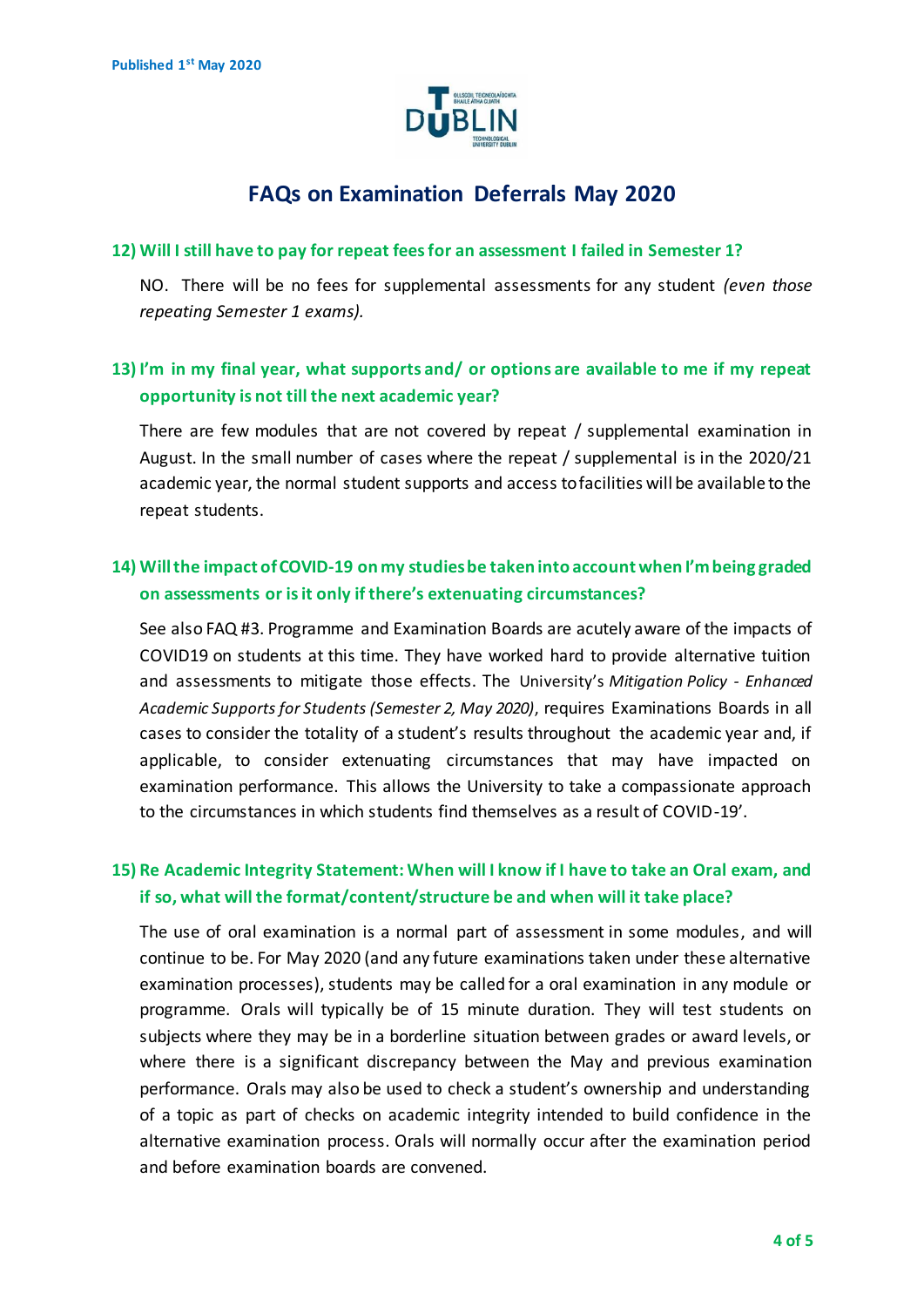# FAQs on Examination Deferrals May 2020

### 12) Will I still have to pay for repeat fees for an assessment I failed in Semester 1?

NO. There will be no fees for supplemental assessments for any student *(even those repeating Semester 1 exams).*

### 13) I'm in my final year, what supports and/ or options are available to me if my repeat opportunity is not till the next academic year?

There are few modules that are not covered by repeat / supplemental examination in August. In the small number of cases where the repeat / supplemental is in the 2020/21 academic year, the normal student supports and access to facilities will be available to the repeat students.

### 14) Will the impact of COVID-19 on my studies be taken into account when I'm being graded on assessments or is it only if there's extenuating circumstances?

See also FAQ #3. Programme and Examination Boards are acutely aware of the impacts of COVID19 on students at this time. They have worked hard to provide alternative tuition and assessments to mitigate those effects. The University's *Mitigation Policy - Enhanced Academic Supports for Students (Semester 2, May 2020)*, requires Examinations Boards in all cases to consider the totality of a student's results throughout the academic year and, if applicable, to consider extenuating circumstances that may have impacted on examination performance. This allows the University to take a compassionate approach to the circumstances in which students find themselves as a result of COVID-19'.

### 15) Re Academic Integrity Statement: When will I know if I have to take an Oral exam, and if so, what will the format/content/structure be and when will it take place?

The use of oral examination is a normal part of assessment in some modules, and will continue to be. For May 2020 (and any future examinations taken under these alternative examination processes), students may be called for a oral examination in any module or programme. Orals will typically be of 15 minute duration. They will test students on subjects where they may be in a borderline situation between grades or award levels, or where there is a significant discrepancy between the May and previous examination performance. Orals may also be used to check a student's ownership and understanding of a topic as part of checks on academic integrity intended to build confidence in the alternative examination process. Orals will normally occur after the examination period and before examination boards are convened.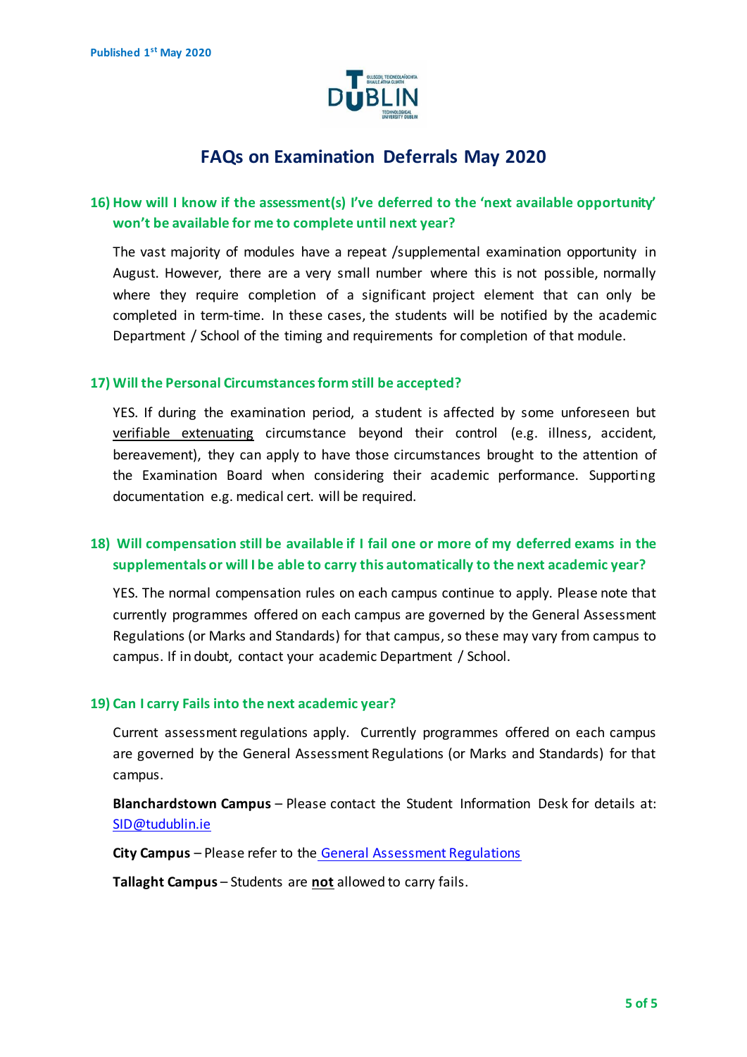Published 1st May 2020

# FAQs on Examination Deferrals May 2020

### 16) How will I know if the assessment(s) I've deferred to the 'next available opportunity' won't be available for me to complete until next year?

The vast majority of modules have a repeat /supplemental examination opportunity in August. However, there are a very small number where this is not possible, normally where they require completion of a significant project element that can only be completed in term-time. In these cases, the students will be notified by the academic Department / School of the timing and requirements for completion of that module.

### 17) Will the Personal Circumstances form still be accepted?

YES. If during the examination period, a student is affected by some unforeseen but verifiable extenuating circumstance beyond their control (e.g. illness, accident, bereavement), they can apply to have those circumstances brought to the attention of the Examination Board when considering their academic performance. Supporting documentation e.g. medical cert. will be required.

### 18) Will compensation still be available if I fail one or more of my deferred exams in the supplementals or will I be able to carry this automatically to the next academic year?

YES. The normal compensation rules on each campus continue to apply. Please note that currently programmes offered on each campus are governed by the General Assessment Regulations (or Marks and Standards) for that campus, so these may vary from campus to campus. If in doubt, contact your academic Department / School.

### 19) Can I carry Fails into the next academic year?

Current assessment regulations apply. Currently programmes offered on each campus are governed by the General Assessment Regulations (or Marks and Standards) for that campus.

**Blanchardstown Campus** – Please contact the Student Information Desk for details at: SID@tudublin.ie

**City Campus** – Please refer to the General Assessment Regulations

**Tallaght Campus** – Students are **not** allowed to carry fails.